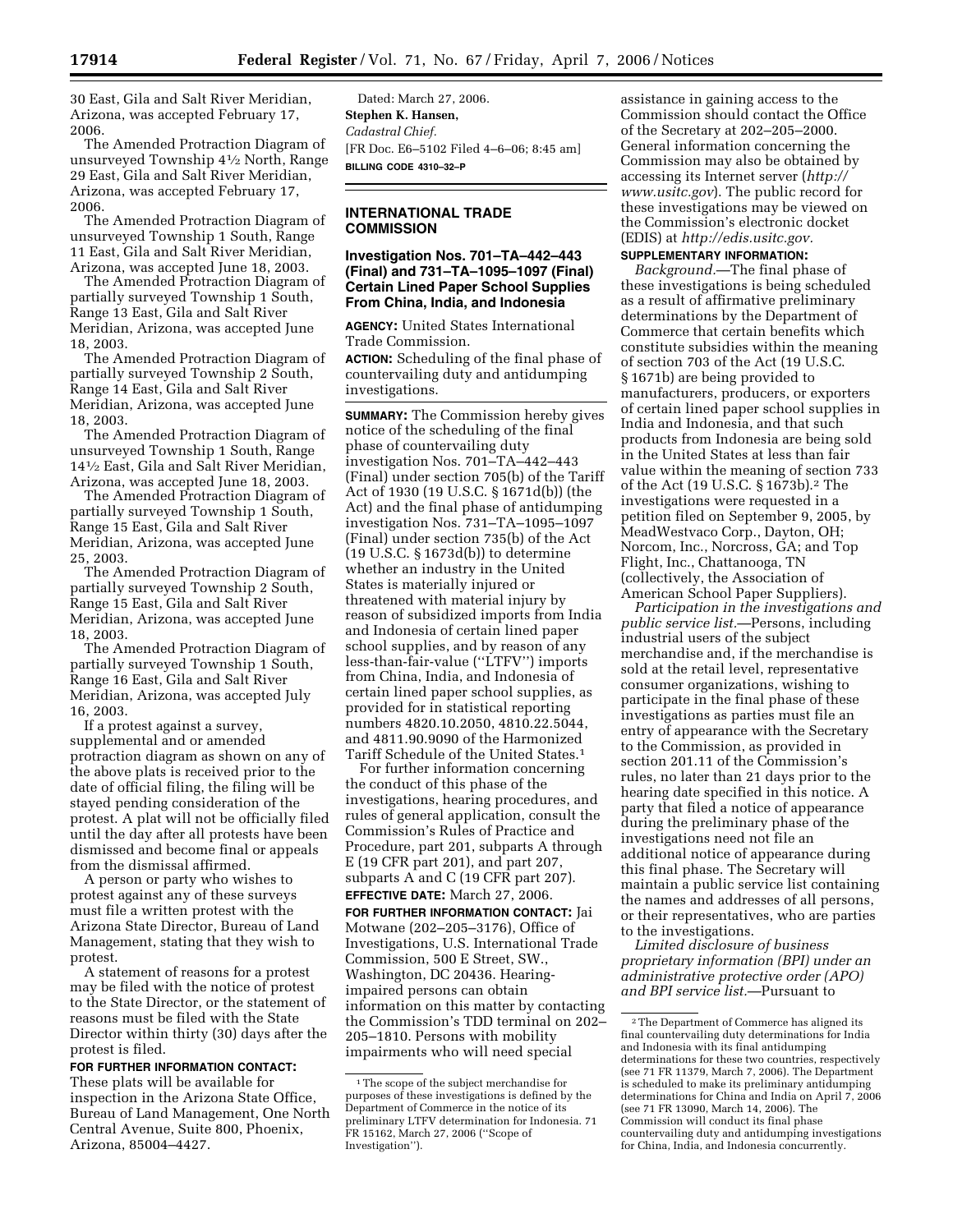30 East, Gila and Salt River Meridian, Arizona, was accepted February 17, 2006.

The Amended Protraction Diagram of unsurveyed Township 4½ North, Range 29 East, Gila and Salt River Meridian, Arizona, was accepted February 17, 2006.

The Amended Protraction Diagram of unsurveyed Township 1 South, Range 11 East, Gila and Salt River Meridian, Arizona, was accepted June 18, 2003.

The Amended Protraction Diagram of partially surveyed Township 1 South, Range 13 East, Gila and Salt River Meridian, Arizona, was accepted June 18, 2003.

The Amended Protraction Diagram of partially surveyed Township 2 South, Range 14 East, Gila and Salt River Meridian, Arizona, was accepted June 18, 2003.

The Amended Protraction Diagram of unsurveyed Township 1 South, Range 14½ East, Gila and Salt River Meridian, Arizona, was accepted June 18, 2003.

The Amended Protraction Diagram of partially surveyed Township 1 South, Range 15 East, Gila and Salt River Meridian, Arizona, was accepted June 25, 2003.

The Amended Protraction Diagram of partially surveyed Township 2 South, Range 15 East, Gila and Salt River Meridian, Arizona, was accepted June 18, 2003.

The Amended Protraction Diagram of partially surveyed Township 1 South, Range 16 East, Gila and Salt River Meridian, Arizona, was accepted July 16, 2003.

If a protest against a survey, supplemental and or amended protraction diagram as shown on any of the above plats is received prior to the date of official filing, the filing will be stayed pending consideration of the protest. A plat will not be officially filed until the day after all protests have been dismissed and become final or appeals from the dismissal affirmed.

A person or party who wishes to protest against any of these surveys must file a written protest with the Arizona State Director, Bureau of Land Management, stating that they wish to protest.

A statement of reasons for a protest may be filed with the notice of protest to the State Director, or the statement of reasons must be filed with the State Director within thirty (30) days after the protest is filed.

**FOR FURTHER INFORMATION CONTACT:** These plats will be available for inspection in the Arizona State Office, Bureau of Land Management, One North Central Avenue, Suite 800, Phoenix, Arizona, 85004–4427.

Dated: March 27, 2006.

**Stephen K. Hansen,**

*Cadastral Chief.*

[FR Doc. E6–5102 Filed 4–6–06; 8:45 am]

**BILLING CODE 4310–32–P**

## INTERNATIONAL TRADE COMMISSION

### Investigation Nos. 701–TA–442–443 (Final) and 731–TA–1095–1097 (Final) Certain Lined Paper School Supplies From China, India, and Indonesia

**AGENCY:** United States International Trade Commission.

**ACTION:** Scheduling of the final phase of countervailing duty and antidumping investigations.

**SUMMARY:** The Commission hereby gives notice of the scheduling of the final phase of countervailing duty investigation Nos. 701–TA–442–443 (Final) under section 705(b) of the Tariff Act of 1930 (19 U.S.C. § 1671d(b)) (the Act) and the final phase of antidumping investigation Nos. 731–TA–1095–1097 (Final) under section 735(b) of the Act (19 U.S.C. § 1673d(b)) to determine whether an industry in the United States is materially injured or threatened with material injury by reason of subsidized imports from India and Indonesia of certain lined paper school supplies, and by reason of any less-than-fair-value (''LTFV'') imports from China, India, and Indonesia of certain lined paper school supplies, as provided for in statistical reporting numbers 4820.10.2050, 4810.22.5044, and 4811.90.9090 of the Harmonized Tariff Schedule of the United States.[1]

For further information concerning the conduct of this phase of the investigations, hearing procedures, and rules of general application, consult the Commission's Rules of Practice and Procedure, part 201, subparts A through E (19 CFR part 201), and part 207, subparts A and C (19 CFR part 207).

**EFFECTIVE DATE:** March 27, 2006.

**FOR FURTHER INFORMATION CONTACT:** Jai Motwane (202–205–3176), Office of Investigations, U.S. International Trade Commission, 500 E Street, SW., Washington, DC 20436. Hearing-impaired persons can obtain information on this matter by contacting the Commission's TDD terminal on 202–205–1810. Persons with mobility impairments who will need special assistance in gaining access to the Commission should contact the Office of the Secretary at 202–205–2000. General information concerning the Commission may also be obtained by accessing its Internet server (*http://www.usitc.gov*). The public record for these investigations may be viewed on the Commission's electronic docket (EDIS) at *http://edis.usitc.gov.*

**SUPPLEMENTARY INFORMATION:**

*Background.*—The final phase of these investigations is being scheduled as a result of affirmative preliminary determinations by the Department of Commerce that certain benefits which constitute subsidies within the meaning of section 703 of the Act (19 U.S.C. § 1671b) are being provided to manufacturers, producers, or exporters of certain lined paper school supplies in India and Indonesia, and that such products from Indonesia are being sold in the United States at less than fair value within the meaning of section 733 of the Act (19 U.S.C. § 1673b).[2] The investigations were requested in a petition filed on September 9, 2005, by MeadWestvaco Corp., Dayton, OH; Norcom, Inc., Norcross, GA; and Top Flight, Inc., Chattanooga, TN (collectively, the Association of American School Paper Suppliers).

*Participation in the investigations and public service list.*—Persons, including industrial users of the subject merchandise and, if the merchandise is sold at the retail level, representative consumer organizations, wishing to participate in the final phase of these investigations as parties must file an entry of appearance with the Secretary to the Commission, as provided in section 201.11 of the Commission's rules, no later than 21 days prior to the hearing date specified in this notice. A party that filed a notice of appearance during the preliminary phase of the investigations need not file an additional notice of appearance during this final phase. The Secretary will maintain a public service list containing the names and addresses of all persons, or their representatives, who are parties to the investigations.

*Limited disclosure of business proprietary information (BPI) under an administrative protective order (APO) and BPI service list.*—Pursuant to

---

[1] The scope of the subject merchandise for purposes of these investigations is defined by the Department of Commerce in the notice of its preliminary LTFV determination for Indonesia. 71 FR 15162, March 27, 2006 (''Scope of Investigation'').

[2] The Department of Commerce has aligned its final countervailing duty determinations for India and Indonesia with its final antidumping determinations for these two countries, respectively (see 71 FR 11379, March 7, 2006). The Department is scheduled to make its preliminary antidumping determinations for China and India on April 7, 2006 (see 71 FR 13090, March 14, 2006). The Commission will conduct its final phase countervailing duty and antidumping investigations for China, India, and Indonesia concurrently.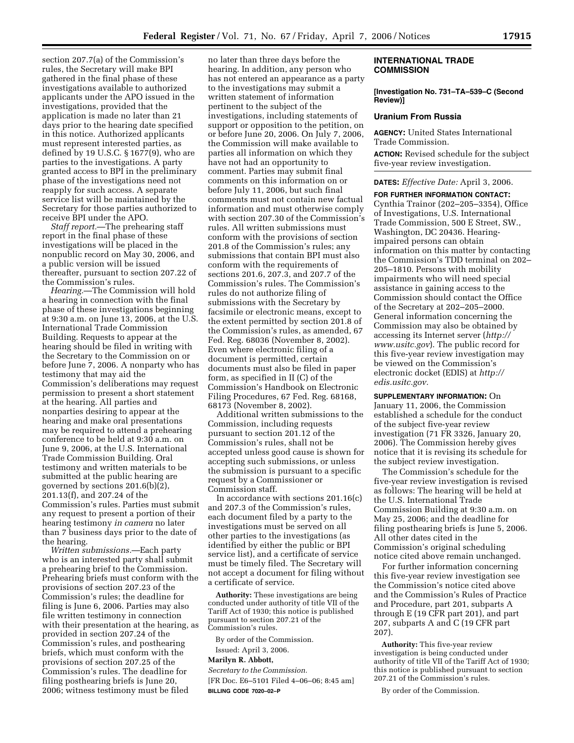section 207.7(a) of the Commission's rules, the Secretary will make BPI gathered in the final phase of these investigations available to authorized applicants under the APO issued in the investigations, provided that the application is made no later than 21 days prior to the hearing date specified in this notice. Authorized applicants must represent interested parties, as defined by 19 U.S.C. § 1677(9), who are parties to the investigations. A party granted access to BPI in the preliminary phase of the investigations need not reapply for such access. A separate service list will be maintained by the Secretary for those parties authorized to receive BPI under the APO.

*Staff report.*—The prehearing staff report in the final phase of these investigations will be placed in the nonpublic record on May 30, 2006, and a public version will be issued thereafter, pursuant to section 207.22 of the Commission's rules.

*Hearing.*—The Commission will hold a hearing in connection with the final phase of these investigations beginning at 9:30 a.m. on June 13, 2006, at the U.S. International Trade Commission Building. Requests to appear at the hearing should be filed in writing with the Secretary to the Commission on or before June 7, 2006. A nonparty who has testimony that may aid the Commission's deliberations may request permission to present a short statement at the hearing. All parties and nonparties desiring to appear at the hearing and make oral presentations may be required to attend a prehearing conference to be held at 9:30 a.m. on June 9, 2006, at the U.S. International Trade Commission Building. Oral testimony and written materials to be submitted at the public hearing are governed by sections 201.6(b)(2), 201.13(f), and 207.24 of the Commission's rules. Parties must submit any request to present a portion of their hearing testimony *in camera* no later than 7 business days prior to the date of the hearing.

*Written submissions.*—Each party who is an interested party shall submit a prehearing brief to the Commission. Prehearing briefs must conform with the provisions of section 207.23 of the Commission's rules; the deadline for filing is June 6, 2006. Parties may also file written testimony in connection with their presentation at the hearing, as provided in section 207.24 of the Commission's rules, and posthearing briefs, which must conform with the provisions of section 207.25 of the Commission's rules. The deadline for filing posthearing briefs is June 20, 2006; witness testimony must be filed no later than three days before the hearing. In addition, any person who has not entered an appearance as a party to the investigations may submit a written statement of information pertinent to the subject of the investigations, including statements of support or opposition to the petition, on or before June 20, 2006. On July 7, 2006, the Commission will make available to parties all information on which they have not had an opportunity to comment. Parties may submit final comments on this information on or before July 11, 2006, but such final comments must not contain new factual information and must otherwise comply with section 207.30 of the Commission's rules. All written submissions must conform with the provisions of section 201.8 of the Commission's rules; any submissions that contain BPI must also conform with the requirements of sections 201.6, 207.3, and 207.7 of the Commission's rules. The Commission's rules do not authorize filing of submissions with the Secretary by facsimile or electronic means, except to the extent permitted by section 201.8 of the Commission's rules, as amended, 67 Fed. Reg. 68036 (November 8, 2002). Even where electronic filing of a document is permitted, certain documents must also be filed in paper form, as specified in II (C) of the Commission's Handbook on Electronic Filing Procedures, 67 Fed. Reg. 68168, 68173 (November 8, 2002).

Additional written submissions to the Commission, including requests pursuant to section 201.12 of the Commission's rules, shall not be accepted unless good cause is shown for accepting such submissions, or unless the submission is pursuant to a specific request by a Commissioner or Commission staff.

In accordance with sections 201.16(c) and 207.3 of the Commission's rules, each document filed by a party to the investigations must be served on all other parties to the investigations (as identified by either the public or BPI service list), and a certificate of service must be timely filed. The Secretary will not accept a document for filing without a certificate of service.

**Authority:** These investigations are being conducted under authority of title VII of the Tariff Act of 1930; this notice is published pursuant to section 207.21 of the Commission's rules.

By order of the Commission.

Issued: April 3, 2006.

**Marilyn R. Abbott,**

*Secretary to the Commission.*

[FR Doc. E6–5101 Filed 4–06–06; 8:45 am]

**BILLING CODE 7020–02–P**

## INTERNATIONAL TRADE COMMISSION

**[Investigation No. 731–TA–539–C (Second Review)]**

## Uranium From Russia

**AGENCY:** United States International Trade Commission.

**ACTION:** Revised schedule for the subject five-year review investigation.

**DATES:** *Effective Date:* April 3, 2006.

**FOR FURTHER INFORMATION CONTACT:** Cynthia Trainor (202–205–3354), Office of Investigations, U.S. International Trade Commission, 500 E Street, SW., Washington, DC 20436. Hearing-impaired persons can obtain information on this matter by contacting the Commission's TDD terminal on 202–205–1810. Persons with mobility impairments who will need special assistance in gaining access to the Commission should contact the Office of the Secretary at 202–205–2000. General information concerning the Commission may also be obtained by accessing its Internet server (*http://www.usitc.gov*). The public record for this five-year review investigation may be viewed on the Commission's electronic docket (EDIS) at *http://edis.usitc.gov.*

**SUPPLEMENTARY INFORMATION:** On January 11, 2006, the Commission established a schedule for the conduct of the subject five-year review investigation (71 FR 3326, January 20, 2006). The Commission hereby gives notice that it is revising its schedule for the subject review investigation.

The Commission's schedule for the five-year review investigation is revised as follows: The hearing will be held at the U.S. International Trade Commission Building at 9:30 a.m. on May 25, 2006; and the deadline for filing posthearing briefs is June 5, 2006. All other dates cited in the Commission's original scheduling notice cited above remain unchanged.

For further information concerning this five-year review investigation see the Commission's notice cited above and the Commission's Rules of Practice and Procedure, part 201, subparts A through E (19 CFR part 201), and part 207, subparts A and C (19 CFR part 207).

**Authority:** This five-year review investigation is being conducted under authority of title VII of the Tariff Act of 1930; this notice is published pursuant to section 207.21 of the Commission's rules.

By order of the Commission.